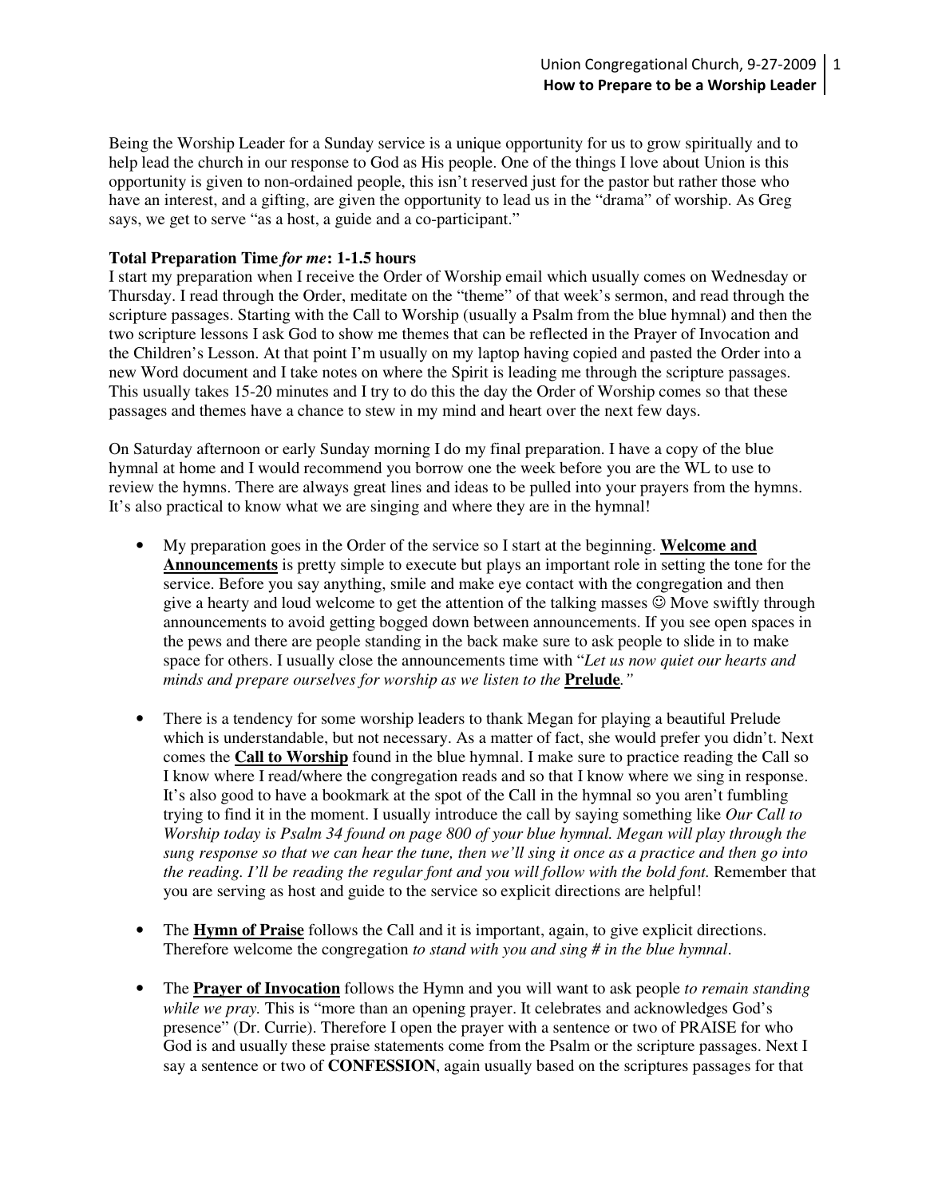Being the Worship Leader for a Sunday service is a unique opportunity for us to grow spiritually and to help lead the church in our response to God as His people. One of the things I love about Union is this opportunity is given to non-ordained people, this isn't reserved just for the pastor but rather those who have an interest, and a gifting, are given the opportunity to lead us in the "drama" of worship. As Greg says, we get to serve "as a host, a guide and a co-participant."

**Total Preparation Time *for me*: 1-1.5 hours**

I start my preparation when I receive the Order of Worship email which usually comes on Wednesday or Thursday. I read through the Order, meditate on the "theme" of that week's sermon, and read through the scripture passages. Starting with the Call to Worship (usually a Psalm from the blue hymnal) and then the two scripture lessons I ask God to show me themes that can be reflected in the Prayer of Invocation and the Children's Lesson. At that point I'm usually on my laptop having copied and pasted the Order into a new Word document and I take notes on where the Spirit is leading me through the scripture passages. This usually takes 15-20 minutes and I try to do this the day the Order of Worship comes so that these passages and themes have a chance to stew in my mind and heart over the next few days.

On Saturday afternoon or early Sunday morning I do my final preparation. I have a copy of the blue hymnal at home and I would recommend you borrow one the week before you are the WL to use to review the hymns. There are always great lines and ideas to be pulled into your prayers from the hymns. It's also practical to know what we are singing and where they are in the hymnal!

- My preparation goes in the Order of the service so I start at the beginning. **Welcome and Announcements** is pretty simple to execute but plays an important role in setting the tone for the service. Before you say anything, smile and make eye contact with the congregation and then give a hearty and loud welcome to get the attention of the talking masses ☺ Move swiftly through announcements to avoid getting bogged down between announcements. If you see open spaces in the pews and there are people standing in the back make sure to ask people to slide in to make space for others. I usually close the announcements time with "*Let us now quiet our hearts and minds and prepare ourselves for worship as we listen to the* **Prelude***.*"

- There is a tendency for some worship leaders to thank Megan for playing a beautiful Prelude which is understandable, but not necessary. As a matter of fact, she would prefer you didn't. Next comes the **Call to Worship** found in the blue hymnal. I make sure to practice reading the Call so I know where I read/where the congregation reads and so that I know where we sing in response. It's also good to have a bookmark at the spot of the Call in the hymnal so you aren't fumbling trying to find it in the moment. I usually introduce the call by saying something like *Our Call to Worship today is Psalm 34 found on page 800 of your blue hymnal. Megan will play through the sung response so that we can hear the tune, then we'll sing it once as a practice and then go into the reading. I'll be reading the regular font and you will follow with the bold font.* Remember that you are serving as host and guide to the service so explicit directions are helpful!

- The **Hymn of Praise** follows the Call and it is important, again, to give explicit directions. Therefore welcome the congregation *to stand with you and sing # in the blue hymnal*.

- The **Prayer of Invocation** follows the Hymn and you will want to ask people *to remain standing while we pray.* This is "more than an opening prayer. It celebrates and acknowledges God's presence" (Dr. Currie). Therefore I open the prayer with a sentence or two of PRAISE for who God is and usually these praise statements come from the Psalm or the scripture passages. Next I say a sentence or two of **CONFESSION**, again usually based on the scriptures passages for that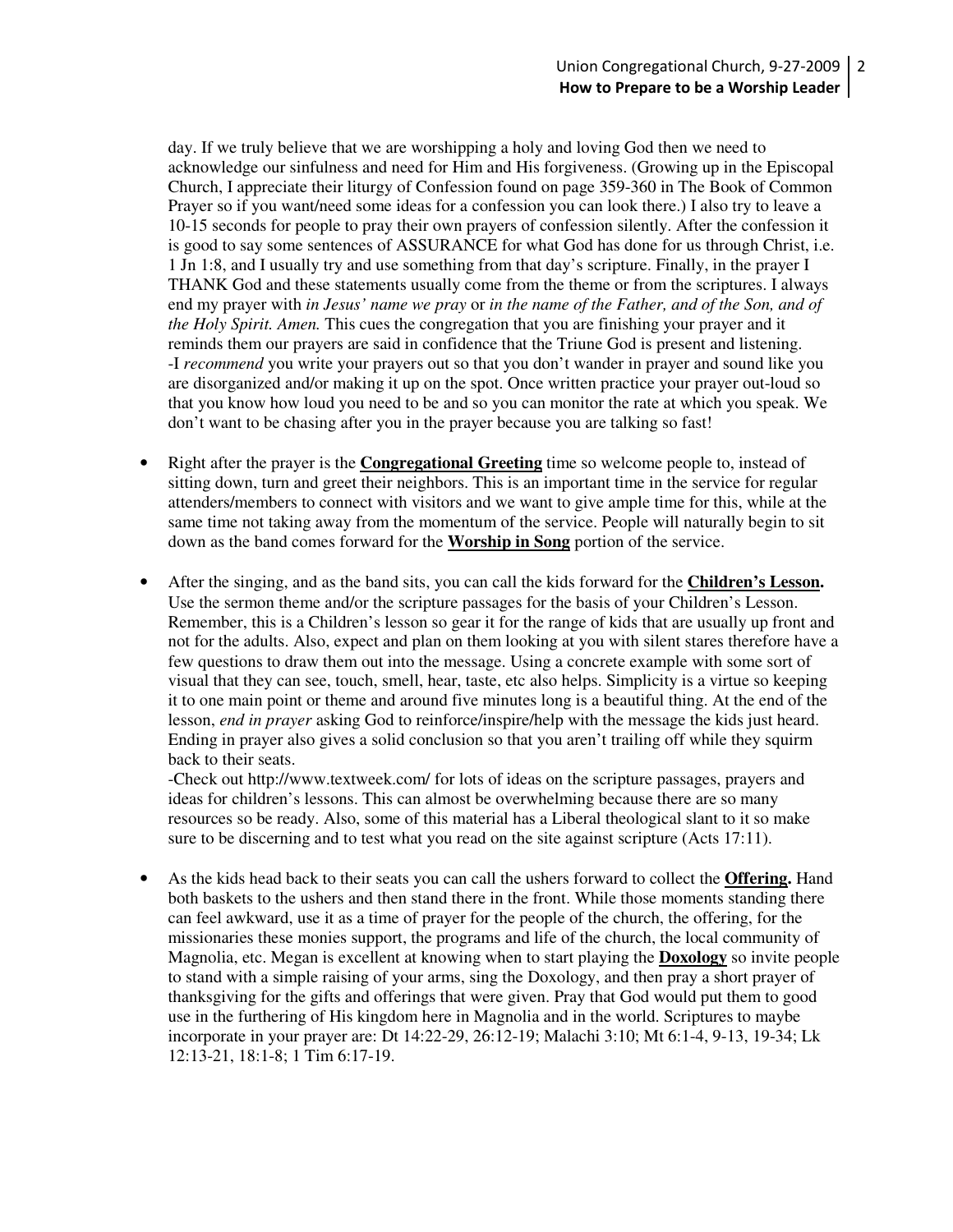day. If we truly believe that we are worshipping a holy and loving God then we need to acknowledge our sinfulness and need for Him and His forgiveness. (Growing up in the Episcopal Church, I appreciate their liturgy of Confession found on page 359-360 in The Book of Common Prayer so if you want/need some ideas for a confession you can look there.) I also try to leave a 10-15 seconds for people to pray their own prayers of confession silently. After the confession it is good to say some sentences of ASSURANCE for what God has done for us through Christ, i.e. 1 Jn 1:8, and I usually try and use something from that day's scripture. Finally, in the prayer I THANK God and these statements usually come from the theme or from the scriptures. I always end my prayer with *in Jesus' name we pray* or *in the name of the Father, and of the Son, and of the Holy Spirit. Amen.* This cues the congregation that you are finishing your prayer and it reminds them our prayers are said in confidence that the Triune God is present and listening.
-I *recommend* you write your prayers out so that you don't wander in prayer and sound like you are disorganized and/or making it up on the spot. Once written practice your prayer out-loud so that you know how loud you need to be and so you can monitor the rate at which you speak. We don't want to be chasing after you in the prayer because you are talking so fast!

- Right after the prayer is the **<u>Congregational Greeting</u>** time so welcome people to, instead of sitting down, turn and greet their neighbors. This is an important time in the service for regular attenders/members to connect with visitors and we want to give ample time for this, while at the same time not taking away from the momentum of the service. People will naturally begin to sit down as the band comes forward for the **<u>Worship in Song</u>** portion of the service.

- After the singing, and as the band sits, you can call the kids forward for the **<u>Children's Lesson</u>.** Use the sermon theme and/or the scripture passages for the basis of your Children's Lesson. Remember, this is a Children's lesson so gear it for the range of kids that are usually up front and not for the adults. Also, expect and plan on them looking at you with silent stares therefore have a few questions to draw them out into the message. Using a concrete example with some sort of visual that they can see, touch, smell, hear, taste, etc also helps. Simplicity is a virtue so keeping it to one main point or theme and around five minutes long is a beautiful thing. At the end of the lesson, *end in prayer* asking God to reinforce/inspire/help with the message the kids just heard. Ending in prayer also gives a solid conclusion so that you aren't trailing off while they squirm back to their seats.
-Check out http://www.textweek.com/ for lots of ideas on the scripture passages, prayers and ideas for children's lessons. This can almost be overwhelming because there are so many resources so be ready. Also, some of this material has a Liberal theological slant to it so make sure to be discerning and to test what you read on the site against scripture (Acts 17:11).

- As the kids head back to their seats you can call the ushers forward to collect the **<u>Offering</u>.** Hand both baskets to the ushers and then stand there in the front. While those moments standing there can feel awkward, use it as a time of prayer for the people of the church, the offering, for the missionaries these monies support, the programs and life of the church, the local community of Magnolia, etc. Megan is excellent at knowing when to start playing the **<u>Doxology</u>** so invite people to stand with a simple raising of your arms, sing the Doxology, and then pray a short prayer of thanksgiving for the gifts and offerings that were given. Pray that God would put them to good use in the furthering of His kingdom here in Magnolia and in the world. Scriptures to maybe incorporate in your prayer are: Dt 14:22-29, 26:12-19; Malachi 3:10; Mt 6:1-4, 9-13, 19-34; Lk 12:13-21, 18:1-8; 1 Tim 6:17-19.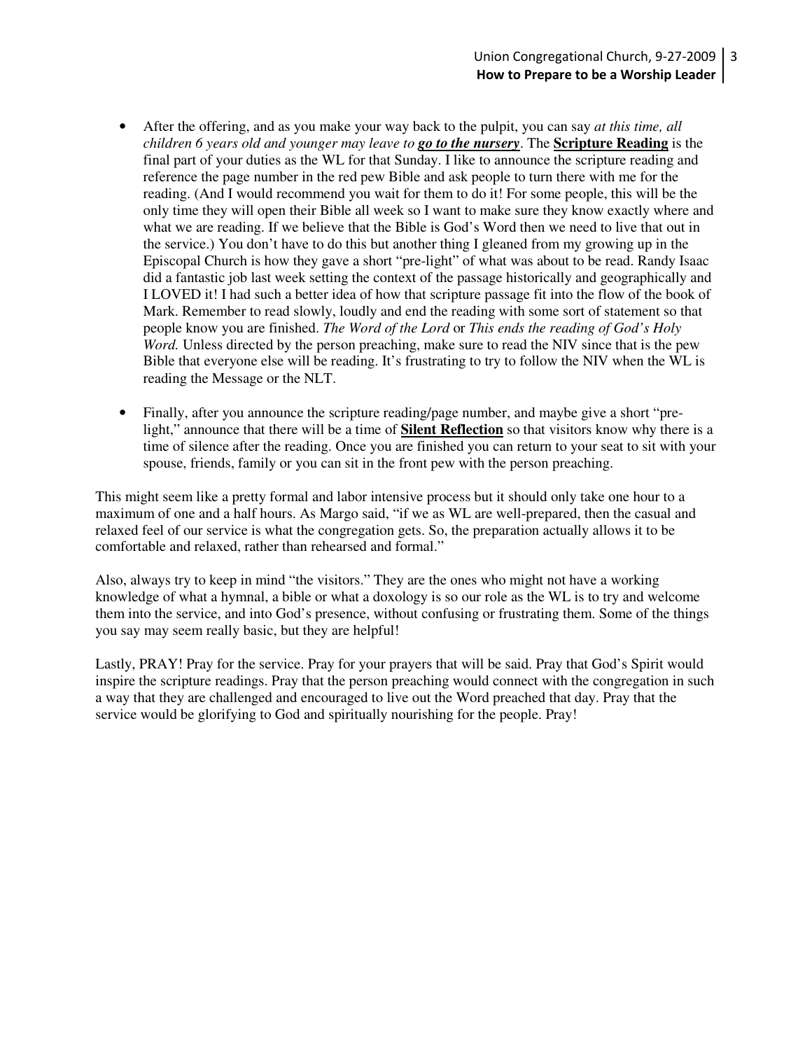- After the offering, and as you make your way back to the pulpit, you can say *at this time, all children 6 years old and younger may leave to **go to the nursery***. The **Scripture Reading** is the final part of your duties as the WL for that Sunday. I like to announce the scripture reading and reference the page number in the red pew Bible and ask people to turn there with me for the reading. (And I would recommend you wait for them to do it! For some people, this will be the only time they will open their Bible all week so I want to make sure they know exactly where and what we are reading. If we believe that the Bible is God's Word then we need to live that out in the service.) You don't have to do this but another thing I gleaned from my growing up in the Episcopal Church is how they gave a short "pre-light" of what was about to be read. Randy Isaac did a fantastic job last week setting the context of the passage historically and geographically and I LOVED it! I had such a better idea of how that scripture passage fit into the flow of the book of Mark. Remember to read slowly, loudly and end the reading with some sort of statement so that people know you are finished. *The Word of the Lord* or *This ends the reading of God's Holy Word.* Unless directed by the person preaching, make sure to read the NIV since that is the pew Bible that everyone else will be reading. It's frustrating to try to follow the NIV when the WL is reading the Message or the NLT.

- Finally, after you announce the scripture reading/page number, and maybe give a short "pre-light," announce that there will be a time of **Silent Reflection** so that visitors know why there is a time of silence after the reading. Once you are finished you can return to your seat to sit with your spouse, friends, family or you can sit in the front pew with the person preaching.

This might seem like a pretty formal and labor intensive process but it should only take one hour to a maximum of one and a half hours. As Margo said, "if we as WL are well-prepared, then the casual and relaxed feel of our service is what the congregation gets. So, the preparation actually allows it to be comfortable and relaxed, rather than rehearsed and formal."

Also, always try to keep in mind "the visitors." They are the ones who might not have a working knowledge of what a hymnal, a bible or what a doxology is so our role as the WL is to try and welcome them into the service, and into God's presence, without confusing or frustrating them. Some of the things you say may seem really basic, but they are helpful!

Lastly, PRAY! Pray for the service. Pray for your prayers that will be said. Pray that God's Spirit would inspire the scripture readings. Pray that the person preaching would connect with the congregation in such a way that they are challenged and encouraged to live out the Word preached that day. Pray that the service would be glorifying to God and spiritually nourishing for the people. Pray!